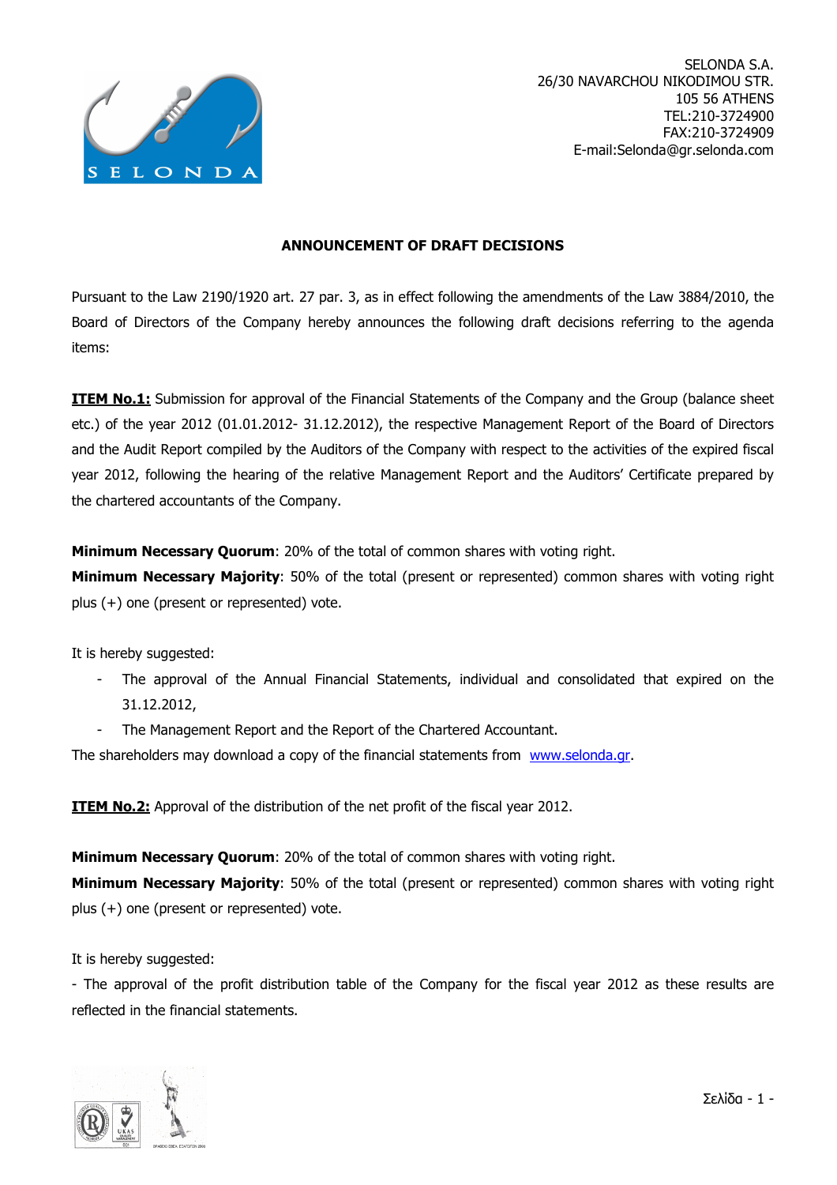SELONDA S.A.
26/30 NAVARCHOU NIKODIMOU STR.
105 56 ATHENS
TEL:210-3724900
FAX:210-3724909
E-mail:Selonda@gr.selonda.com

# ANNOUNCEMENT OF DRAFT DECISIONS

Pursuant to the Law 2190/1920 art. 27 par. 3, as in effect following the amendments of the Law 3884/2010, the Board of Directors of the Company hereby announces the following draft decisions referring to the agenda items:

**ITEM No.1:** Submission for approval of the Financial Statements of the Company and the Group (balance sheet etc.) of the year 2012 (01.01.2012- 31.12.2012), the respective Management Report of the Board of Directors and the Audit Report compiled by the Auditors of the Company with respect to the activities of the expired fiscal year 2012, following the hearing of the relative Management Report and the Auditors' Certificate prepared by the chartered accountants of the Company.

**Minimum Necessary Quorum**: 20% of the total of common shares with voting right.
**Minimum Necessary Majority**: 50% of the total (present or represented) common shares with voting right plus (+) one (present or represented) vote.

It is hereby suggested:

- The approval of the Annual Financial Statements, individual and consolidated that expired on the 31.12.2012,
- The Management Report and the Report of the Chartered Accountant.

The shareholders may download a copy of the financial statements from www.selonda.gr.

**ITEM No.2:** Approval of the distribution of the net profit of the fiscal year 2012.

**Minimum Necessary Quorum**: 20% of the total of common shares with voting right.
**Minimum Necessary Majority**: 50% of the total (present or represented) common shares with voting right plus (+) one (present or represented) vote.

It is hereby suggested:
- The approval of the profit distribution table of the Company for the fiscal year 2012 as these results are reflected in the financial statements.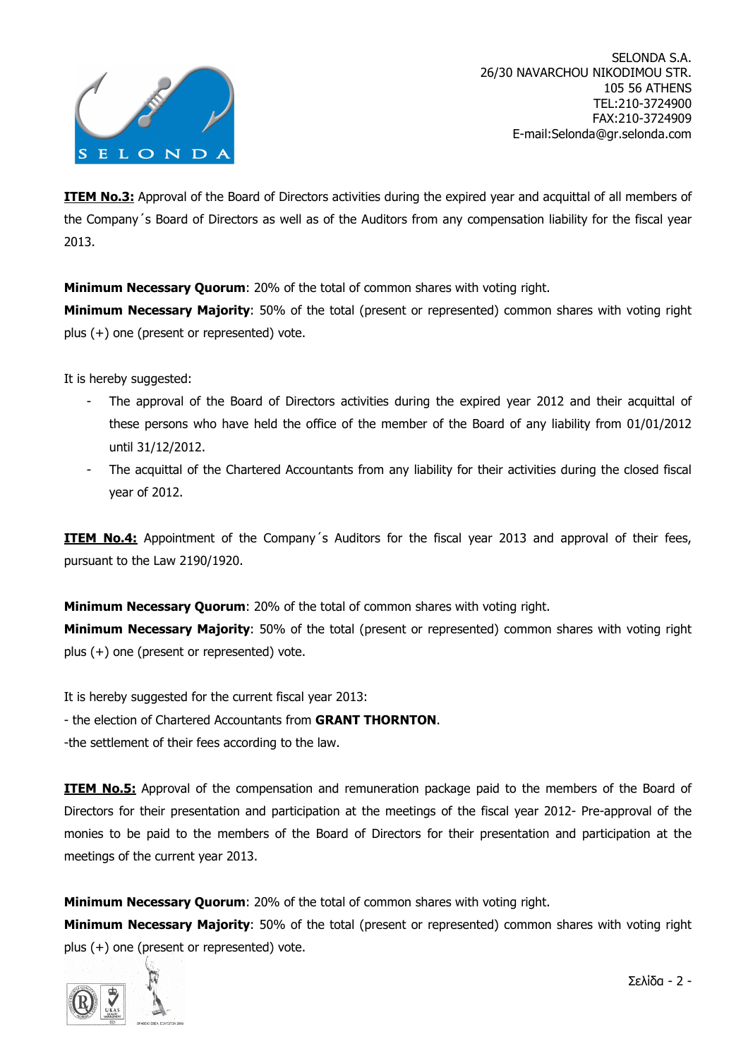**ITEM No.3:** Approval of the Board of Directors activities during the expired year and acquittal of all members of the Company´s Board of Directors as well as of the Auditors from any compensation liability for the fiscal year 2013.

**Minimum Necessary Quorum**: 20% of the total of common shares with voting right.
**Minimum Necessary Majority**: 50% of the total (present or represented) common shares with voting right plus (+) one (present or represented) vote.

It is hereby suggested:

- The approval of the Board of Directors activities during the expired year 2012 and their acquittal of these persons who have held the office of the member of the Board of any liability from 01/01/2012 until 31/12/2012.
- The acquittal of the Chartered Accountants from any liability for their activities during the closed fiscal year of 2012.

**ITEM No.4:** Appointment of the Company´s Auditors for the fiscal year 2013 and approval of their fees, pursuant to the Law 2190/1920.

**Minimum Necessary Quorum**: 20% of the total of common shares with voting right.
**Minimum Necessary Majority**: 50% of the total (present or represented) common shares with voting right plus (+) one (present or represented) vote.

It is hereby suggested for the current fiscal year 2013:
- the election of Chartered Accountants from **GRANT THORNTON**.
-the settlement of their fees according to the law.

**ITEM No.5:** Approval of the compensation and remuneration package paid to the members of the Board of Directors for their presentation and participation at the meetings of the fiscal year 2012- Pre-approval of the monies to be paid to the members of the Board of Directors for their presentation and participation at the meetings of the current year 2013.

**Minimum Necessary Quorum**: 20% of the total of common shares with voting right.
**Minimum Necessary Majority**: 50% of the total (present or represented) common shares with voting right plus (+) one (present or represented) vote.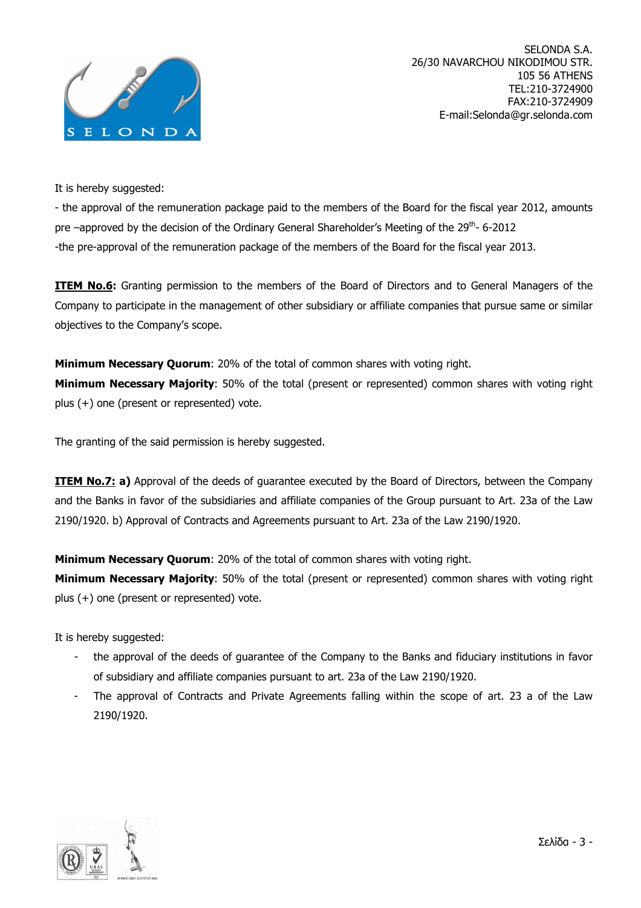It is hereby suggested:

- the approval of the remuneration package paid to the members of the Board for the fiscal year 2012, amounts pre –approved by the decision of the Ordinary General Shareholder's Meeting of the 29th- 6-2012

-the pre-approval of the remuneration package of the members of the Board for the fiscal year 2013.

**ITEM No.6:** Granting permission to the members of the Board of Directors and to General Managers of the Company to participate in the management of other subsidiary or affiliate companies that pursue same or similar objectives to the Company's scope.

**Minimum Necessary Quorum**: 20% of the total of common shares with voting right.

**Minimum Necessary Majority**: 50% of the total (present or represented) common shares with voting right plus (+) one (present or represented) vote.

The granting of the said permission is hereby suggested.

**ITEM No.7: a)** Approval of the deeds of guarantee executed by the Board of Directors, between the Company and the Banks in favor of the subsidiaries and affiliate companies of the Group pursuant to Art. 23a of the Law 2190/1920. b) Approval of Contracts and Agreements pursuant to Art. 23a of the Law 2190/1920.

**Minimum Necessary Quorum**: 20% of the total of common shares with voting right.

**Minimum Necessary Majority**: 50% of the total (present or represented) common shares with voting right plus (+) one (present or represented) vote.

It is hereby suggested:

- the approval of the deeds of guarantee of the Company to the Banks and fiduciary institutions in favor of subsidiary and affiliate companies pursuant to art. 23a of the Law 2190/1920.
- The approval of Contracts and Private Agreements falling within the scope of art. 23 a of the Law 2190/1920.